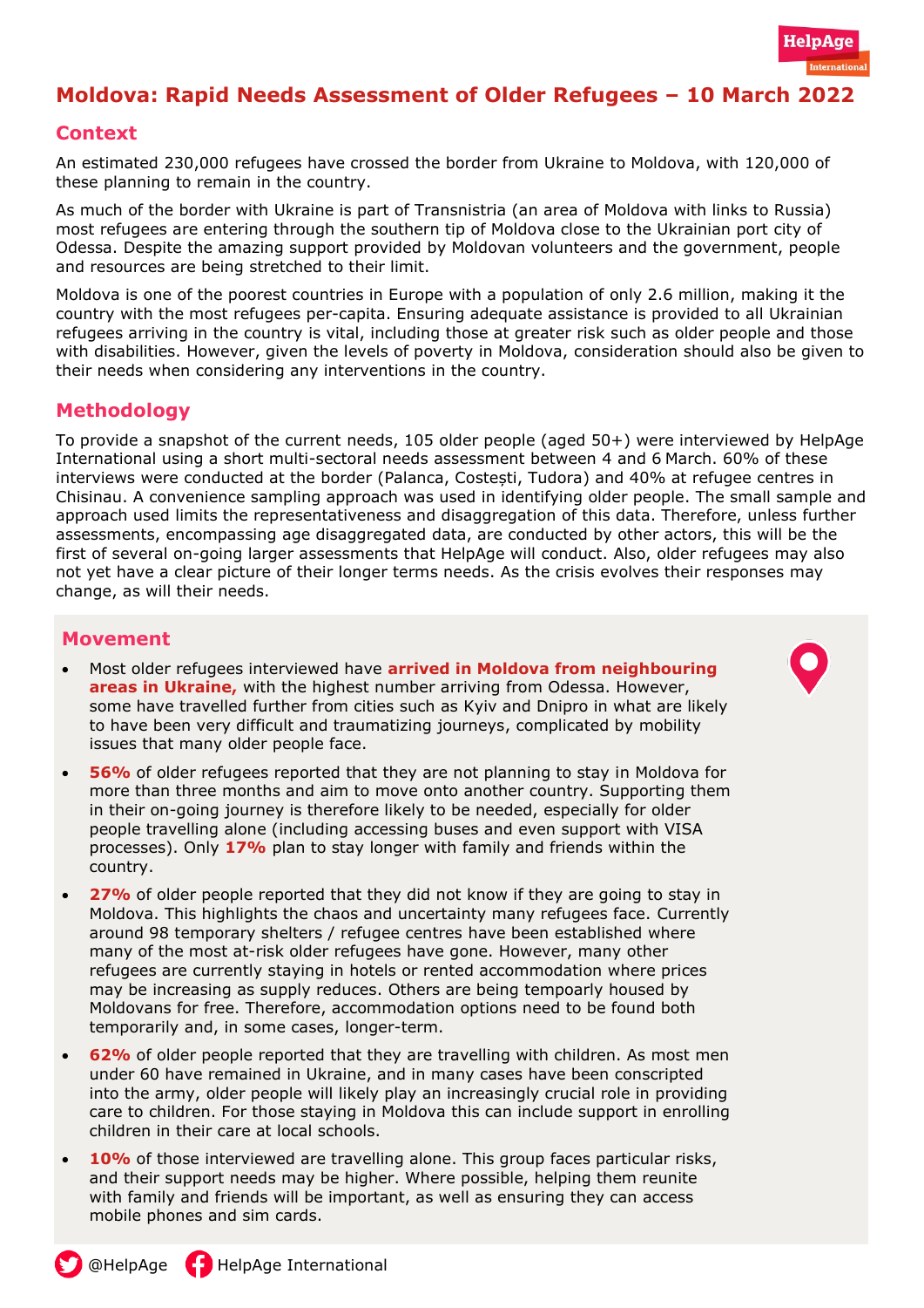# Moldova: Rapid Needs Assessment of Older Refugees – 10 March 2022

## Context

An estimated 230,000 refugees have crossed the border from Ukraine to Moldova, with 120,000 of these planning to remain in the country.

As much of the border with Ukraine is part of Transnistria (an area of Moldova with links to Russia) most refugees are entering through the southern tip of Moldova close to the Ukrainian port city of Odessa. Despite the amazing support provided by Moldovan volunteers and the government, people and resources are being stretched to their limit.

Moldova is one of the poorest countries in Europe with a population of only 2.6 million, making it the country with the most refugees per-capita. Ensuring adequate assistance is provided to all Ukrainian refugees arriving in the country is vital, including those at greater risk such as older people and those with disabilities. However, given the levels of poverty in Moldova, consideration should also be given to their needs when considering any interventions in the country.

## Methodology

To provide a snapshot of the current needs, 105 older people (aged 50+) were interviewed by HelpAge International using a short multi-sectoral needs assessment between 4 and 6 March. 60% of these interviews were conducted at the border (Palanca, Costești, Tudora) and 40% at refugee centres in Chisinau. A convenience sampling approach was used in identifying older people. The small sample and approach used limits the representativeness and disaggregation of this data. Therefore, unless further assessments, encompassing age disaggregated data, are conducted by other actors, this will be the first of several on-going larger assessments that HelpAge will conduct. Also, older refugees may also not yet have a clear picture of their longer terms needs. As the crisis evolves their responses may change, as will their needs.

## Movement

- Most older refugees interviewed have **arrived in Moldova from neighbouring areas in Ukraine,** with the highest number arriving from Odessa. However, some have travelled further from cities such as Kyiv and Dnipro in what are likely to have been very difficult and traumatizing journeys, complicated by mobility issues that many older people face.
- **56%** of older refugees reported that they are not planning to stay in Moldova for more than three months and aim to move onto another country. Supporting them in their on-going journey is therefore likely to be needed, especially for older people travelling alone (including accessing buses and even support with VISA processes). Only **17%** plan to stay longer with family and friends within the country.
- **27%** of older people reported that they did not know if they are going to stay in Moldova. This highlights the chaos and uncertainty many refugees face. Currently around 98 temporary shelters / refugee centres have been established where many of the most at-risk older refugees have gone. However, many other refugees are currently staying in hotels or rented accommodation where prices may be increasing as supply reduces. Others are being tempoarly housed by Moldovans for free. Therefore, accommodation options need to be found both temporarily and, in some cases, longer-term.
- **62%** of older people reported that they are travelling with children. As most men under 60 have remained in Ukraine, and in many cases have been conscripted into the army, older people will likely play an increasingly crucial role in providing care to children. For those staying in Moldova this can include support in enrolling children in their care at local schools.
- **10%** of those interviewed are travelling alone. This group faces particular risks, and their support needs may be higher. Where possible, helping them reunite with family and friends will be important, as well as ensuring they can access mobile phones and sim cards.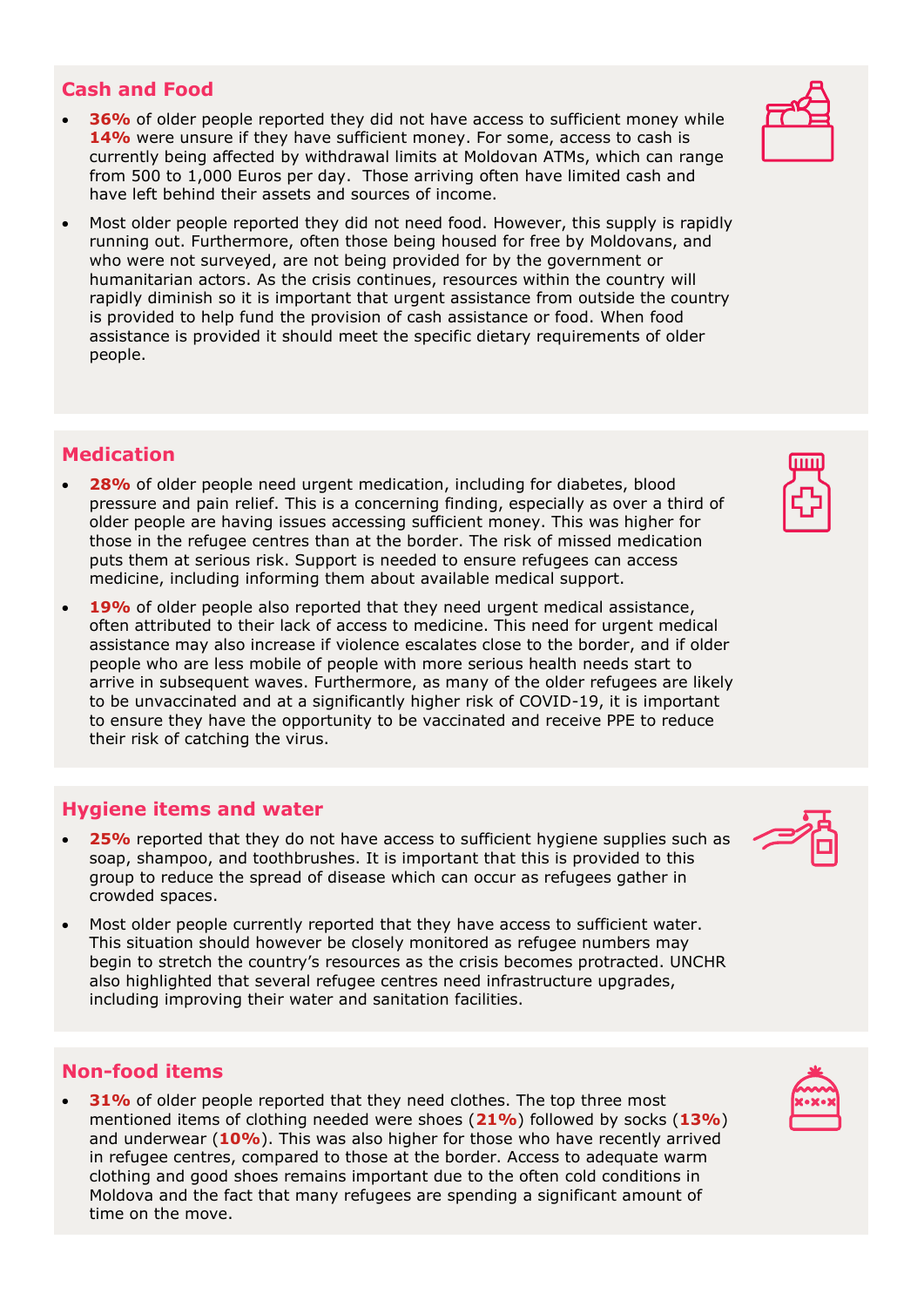## Cash and Food

- **36%** of older people reported they did not have access to sufficient money while **14%** were unsure if they have sufficient money. For some, access to cash is currently being affected by withdrawal limits at Moldovan ATMs, which can range from 500 to 1,000 Euros per day. Those arriving often have limited cash and have left behind their assets and sources of income.
- Most older people reported they did not need food. However, this supply is rapidly running out. Furthermore, often those being housed for free by Moldovans, and who were not surveyed, are not being provided for by the government or humanitarian actors. As the crisis continues, resources within the country will rapidly diminish so it is important that urgent assistance from outside the country is provided to help fund the provision of cash assistance or food. When food assistance is provided it should meet the specific dietary requirements of older people.

## Medication

- **28%** of older people need urgent medication, including for diabetes, blood pressure and pain relief. This is a concerning finding, especially as over a third of older people are having issues accessing sufficient money. This was higher for those in the refugee centres than at the border. The risk of missed medication puts them at serious risk. Support is needed to ensure refugees can access medicine, including informing them about available medical support.
- **19%** of older people also reported that they need urgent medical assistance, often attributed to their lack of access to medicine. This need for urgent medical assistance may also increase if violence escalates close to the border, and if older people who are less mobile of people with more serious health needs start to arrive in subsequent waves. Furthermore, as many of the older refugees are likely to be unvaccinated and at a significantly higher risk of COVID-19, it is important to ensure they have the opportunity to be vaccinated and receive PPE to reduce their risk of catching the virus.

## Hygiene items and water

- **25%** reported that they do not have access to sufficient hygiene supplies such as soap, shampoo, and toothbrushes. It is important that this is provided to this group to reduce the spread of disease which can occur as refugees gather in crowded spaces.
- Most older people currently reported that they have access to sufficient water. This situation should however be closely monitored as refugee numbers may begin to stretch the country's resources as the crisis becomes protracted. UNCHR also highlighted that several refugee centres need infrastructure upgrades, including improving their water and sanitation facilities.

## Non-food items

- **31%** of older people reported that they need clothes. The top three most mentioned items of clothing needed were shoes (**21%**) followed by socks (**13%**) and underwear (**10%**). This was also higher for those who have recently arrived in refugee centres, compared to those at the border. Access to adequate warm clothing and good shoes remains important due to the often cold conditions in Moldova and the fact that many refugees are spending a significant amount of time on the move.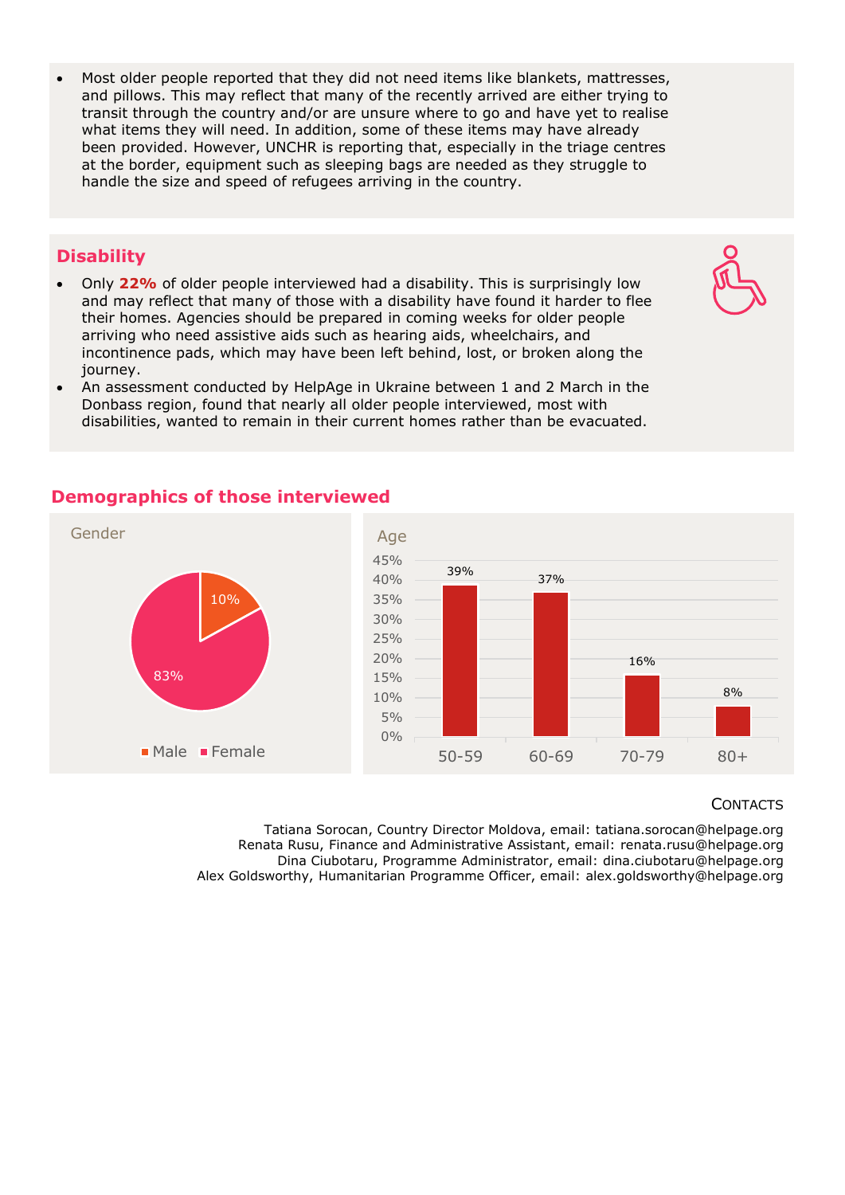- Most older people reported that they did not need items like blankets, mattresses, and pillows. This may reflect that many of the recently arrived are either trying to transit through the country and/or are unsure where to go and have yet to realise what items they will need. In addition, some of these items may have already been provided. However, UNCHR is reporting that, especially in the triage centres at the border, equipment such as sleeping bags are needed as they struggle to handle the size and speed of refugees arriving in the country.

## Disability

- Only **22%** of older people interviewed had a disability. This is surprisingly low and may reflect that many of those with a disability have found it harder to flee their homes. Agencies should be prepared in coming weeks for older people arriving who need assistive aids such as hearing aids, wheelchairs, and incontinence pads, which may have been left behind, lost, or broken along the journey.
- An assessment conducted by HelpAge in Ukraine between 1 and 2 March in the Donbass region, found that nearly all older people interviewed, most with disabilities, wanted to remain in their current homes rather than be evacuated.

## Demographics of those interviewed

Gender

10%
83%

Male  Female

Age

45%
40%
35%
30%
25%
20%
15%
10%
5%
0%

39%
37%
16%
8%

50-59
60-69
70-79
80+

CONTACTS

Tatiana Sorocan, Country Director Moldova, email: tatiana.sorocan@helpage.org
Renata Rusu, Finance and Administrative Assistant, email: renata.rusu@helpage.org
Dina Ciubotaru, Programme Administrator, email: dina.ciubotaru@helpage.org
Alex Goldsworthy, Humanitarian Programme Officer, email: alex.goldsworthy@helpage.org